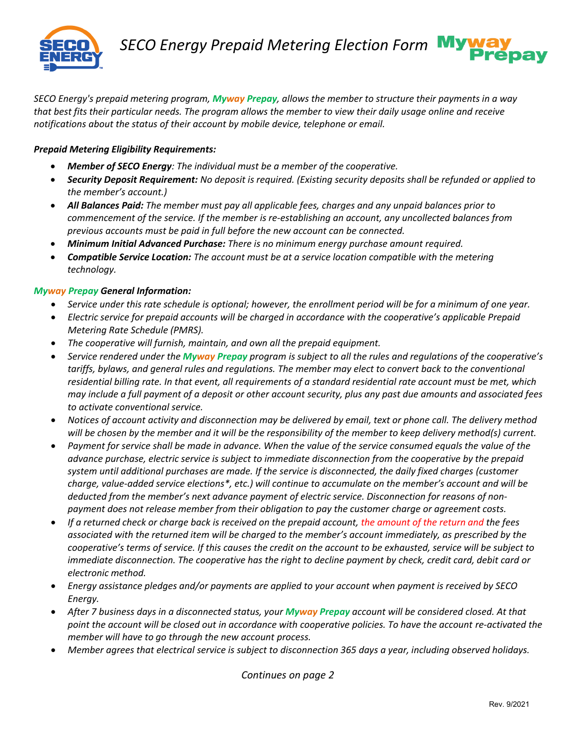# *SECO Energy Prepaid Metering Election Form*

*SECO Energy's prepaid metering program, **Myway Prepay**, allows the member to structure their payments in a way that best fits their particular needs. The program allows the member to view their daily usage online and receive notifications about the status of their account by mobile device, telephone or email.*

***Prepaid Metering Eligibility Requirements:***

- ***Member of SECO Energy****: The individual must be a member of the cooperative.*
- ***Security Deposit Requirement:*** *No deposit is required. (Existing security deposits shall be refunded or applied to the member's account.)*
- ***All Balances Paid:*** *The member must pay all applicable fees, charges and any unpaid balances prior to commencement of the service. If the member is re-establishing an account, any uncollected balances from previous accounts must be paid in full before the new account can be connected.*
- ***Minimum Initial Advanced Purchase:*** *There is no minimum energy purchase amount required.*
- ***Compatible Service Location:*** *The account must be at a service location compatible with the metering technology.*

***Myway Prepay General Information:***

- *Service under this rate schedule is optional; however, the enrollment period will be for a minimum of one year.*
- *Electric service for prepaid accounts will be charged in accordance with the cooperative's applicable Prepaid Metering Rate Schedule (PMRS).*
- *The cooperative will furnish, maintain, and own all the prepaid equipment.*
- *Service rendered under the **Myway Prepay** program is subject to all the rules and regulations of the cooperative's tariffs, bylaws, and general rules and regulations. The member may elect to convert back to the conventional residential billing rate. In that event, all requirements of a standard residential rate account must be met, which may include a full payment of a deposit or other account security, plus any past due amounts and associated fees to activate conventional service.*
- *Notices of account activity and disconnection may be delivered by email, text or phone call. The delivery method will be chosen by the member and it will be the responsibility of the member to keep delivery method(s) current.*
- *Payment for service shall be made in advance. When the value of the service consumed equals the value of the advance purchase, electric service is subject to immediate disconnection from the cooperative by the prepaid system until additional purchases are made. If the service is disconnected, the daily fixed charges (customer charge, value-added service elections*, etc.) will continue to accumulate on the member's account and will be deducted from the member's next advance payment of electric service. Disconnection for reasons of non-payment does not release member from their obligation to pay the customer charge or agreement costs.*
- *If a returned check or charge back is received on the prepaid account, the amount of the return and the fees associated with the returned item will be charged to the member's account immediately, as prescribed by the cooperative's terms of service. If this causes the credit on the account to be exhausted, service will be subject to immediate disconnection. The cooperative has the right to decline payment by check, credit card, debit card or electronic method.*
- *Energy assistance pledges and/or payments are applied to your account when payment is received by SECO Energy.*
- *After 7 business days in a disconnected status, your **Myway Prepay** account will be considered closed. At that point the account will be closed out in accordance with cooperative policies. To have the account re-activated the member will have to go through the new account process.*
- *Member agrees that electrical service is subject to disconnection 365 days a year, including observed holidays.*

*Continues on page 2*

Rev. 9/2021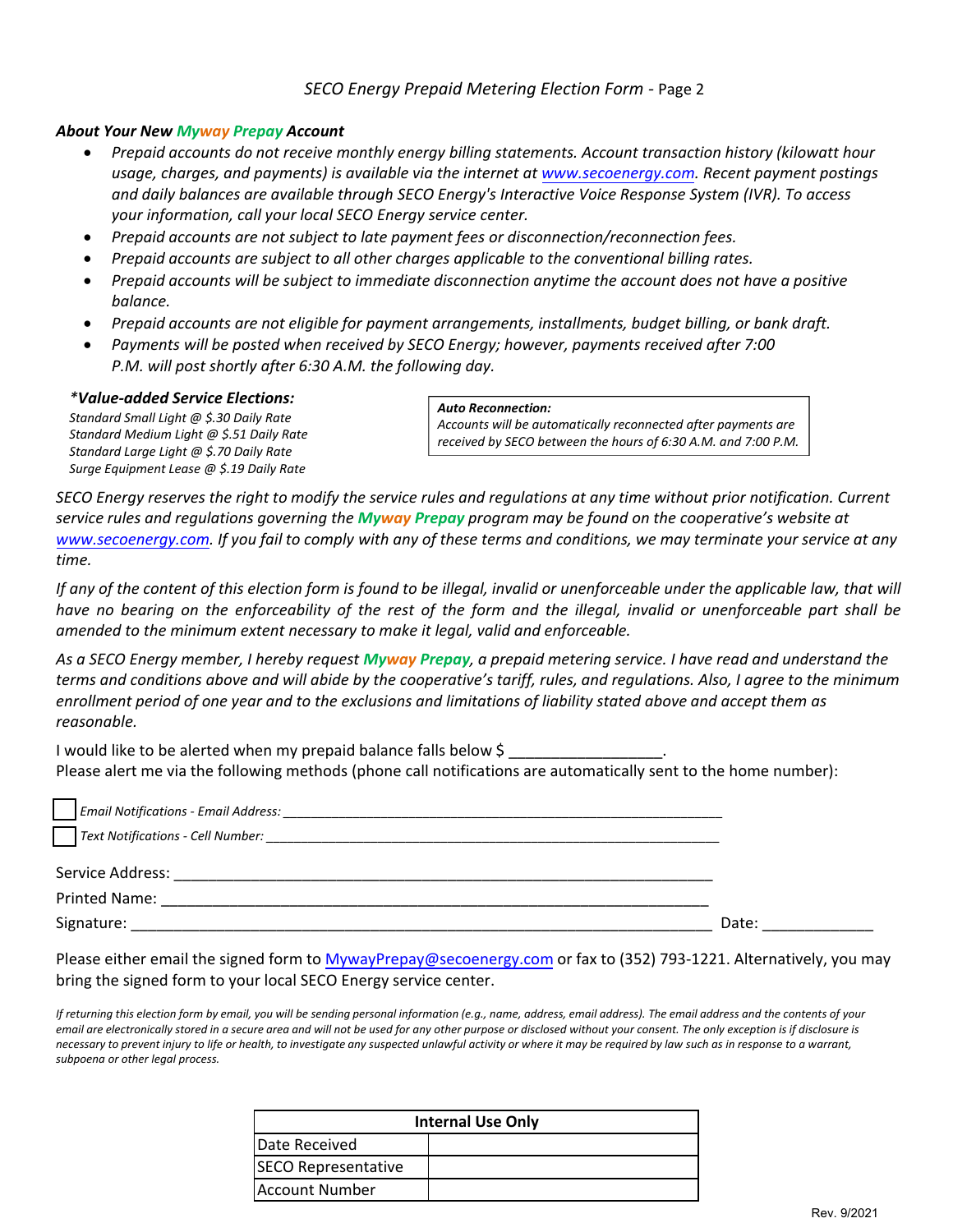# *SECO Energy Prepaid Metering Election Form* - Page 2

***About Your New Myway Prepay Account***

- *Prepaid accounts do not receive monthly energy billing statements. Account transaction history (kilowatt hour usage, charges, and payments) is available via the internet at www.secoenergy.com. Recent payment postings and daily balances are available through SECO Energy's Interactive Voice Response System (IVR). To access your information, call your local SECO Energy service center.*
- *Prepaid accounts are not subject to late payment fees or disconnection/reconnection fees.*
- *Prepaid accounts are subject to all other charges applicable to the conventional billing rates.*
- *Prepaid accounts will be subject to immediate disconnection anytime the account does not have a positive balance.*
- *Prepaid accounts are not eligible for payment arrangements, installments, budget billing, or bank draft.*
- *Payments will be posted when received by SECO Energy; however, payments received after 7:00 P.M. will post shortly after 6:30 A.M. the following day.*

***\*Value-added Service Elections:***

*Standard Small Light @ $.30 Daily Rate*
*Standard Medium Light @ $.51 Daily Rate*
*Standard Large Light @ $.70 Daily Rate*
*Surge Equipment Lease @ $.19 Daily Rate*

***Auto Reconnection:***
*Accounts will be automatically reconnected after payments are received by SECO between the hours of 6:30 A.M. and 7:00 P.M.*

*SECO Energy reserves the right to modify the service rules and regulations at any time without prior notification. Current service rules and regulations governing the **Myway Prepay** program may be found on the cooperative's website at www.secoenergy.com. If you fail to comply with any of these terms and conditions, we may terminate your service at any time.*

*If any of the content of this election form is found to be illegal, invalid or unenforceable under the applicable law, that will have no bearing on the enforceability of the rest of the form and the illegal, invalid or unenforceable part shall be amended to the minimum extent necessary to make it legal, valid and enforceable.*

*As a SECO Energy member, I hereby request **Myway Prepay**, a prepaid metering service. I have read and understand the terms and conditions above and will abide by the cooperative's tariff, rules, and regulations. Also, I agree to the minimum enrollment period of one year and to the exclusions and limitations of liability stated above and accept them as reasonable.*

I would like to be alerted when my prepaid balance falls below $ _________________.
Please alert me via the following methods (phone call notifications are automatically sent to the home number):

☐ *Email Notifications - Email Address:* ____________________________________________________________

☐ *Text Notifications - Cell Number:* ______________________________________________________________

Service Address: ____________________________________________________________

Printed Name: ______________________________________________________________

Signature: ______________________________________________________________ Date: ____________

Please either email the signed form to MywayPrepay@secoenergy.com or fax to (352) 793-1221. Alternatively, you may bring the signed form to your local SECO Energy service center.

*If returning this election form by email, you will be sending personal information (e.g., name, address, email address). The email address and the contents of your email are electronically stored in a secure area and will not be used for any other purpose or disclosed without your consent. The only exception is if disclosure is necessary to prevent injury to life or health, to investigate any suspected unlawful activity or where it may be required by law such as in response to a warrant, subpoena or other legal process.*

| Internal Use Only | |
|---|---|
| Date Received | |
| SECO Representative | |
| Account Number | |

Rev. 9/2021